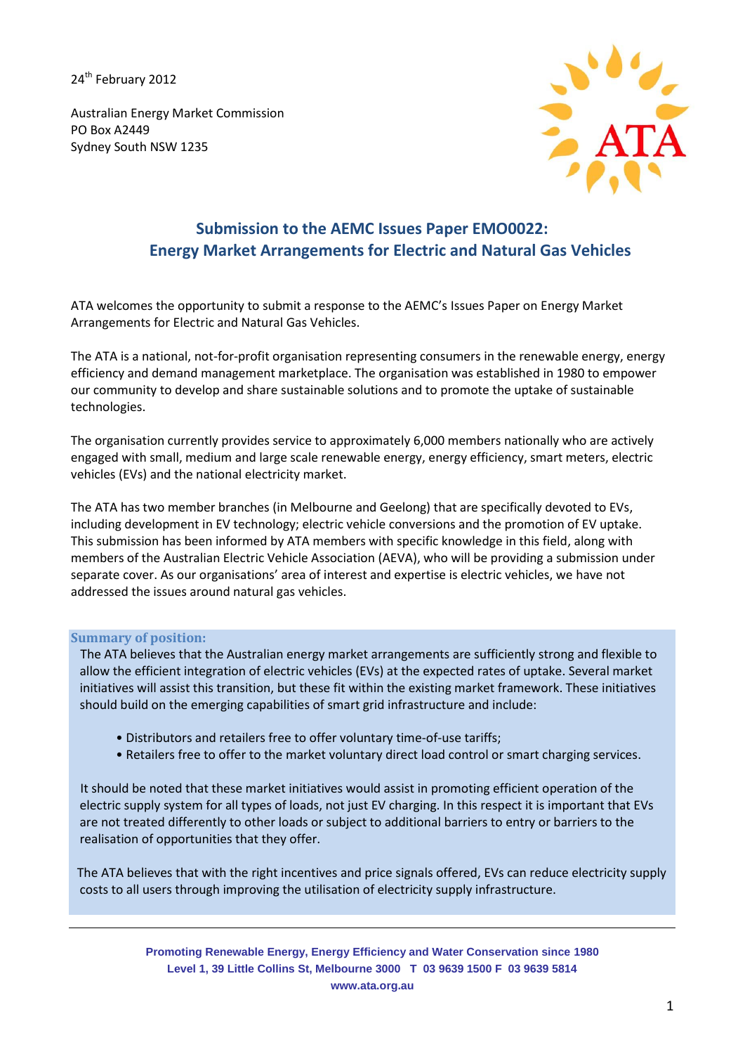24th February 2012

Australian Energy Market Commission
PO Box A2449
Sydney South NSW 1235

## Submission to the AEMC Issues Paper EMO0022: Energy Market Arrangements for Electric and Natural Gas Vehicles

ATA welcomes the opportunity to submit a response to the AEMC's Issues Paper on Energy Market Arrangements for Electric and Natural Gas Vehicles.

The ATA is a national, not-for-profit organisation representing consumers in the renewable energy, energy efficiency and demand management marketplace. The organisation was established in 1980 to empower our community to develop and share sustainable solutions and to promote the uptake of sustainable technologies.

The organisation currently provides service to approximately 6,000 members nationally who are actively engaged with small, medium and large scale renewable energy, energy efficiency, smart meters, electric vehicles (EVs) and the national electricity market.

The ATA has two member branches (in Melbourne and Geelong) that are specifically devoted to EVs, including development in EV technology; electric vehicle conversions and the promotion of EV uptake. This submission has been informed by ATA members with specific knowledge in this field, along with members of the Australian Electric Vehicle Association (AEVA), who will be providing a submission under separate cover. As our organisations' area of interest and expertise is electric vehicles, we have not addressed the issues around natural gas vehicles.

### Summary of position:

The ATA believes that the Australian energy market arrangements are sufficiently strong and flexible to allow the efficient integration of electric vehicles (EVs) at the expected rates of uptake. Several market initiatives will assist this transition, but these fit within the existing market framework. These initiatives should build on the emerging capabilities of smart grid infrastructure and include:

- Distributors and retailers free to offer voluntary time-of-use tariffs;
- Retailers free to offer to the market voluntary direct load control or smart charging services.

It should be noted that these market initiatives would assist in promoting efficient operation of the electric supply system for all types of loads, not just EV charging. In this respect it is important that EVs are not treated differently to other loads or subject to additional barriers to entry or barriers to the realisation of opportunities that they offer.

The ATA believes that with the right incentives and price signals offered, EVs can reduce electricity supply costs to all users through improving the utilisation of electricity supply infrastructure.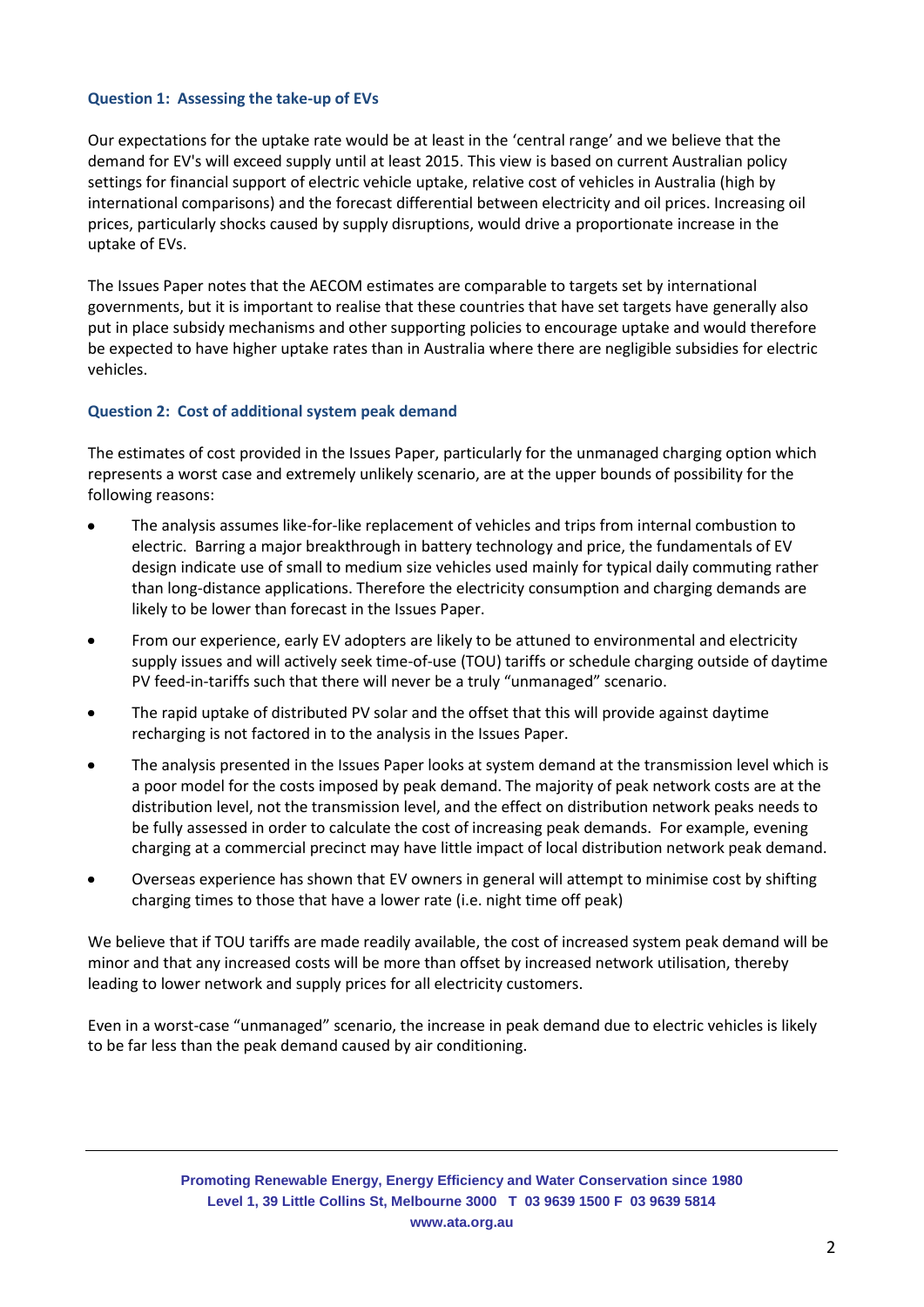### Question 1: Assessing the take-up of EVs

Our expectations for the uptake rate would be at least in the 'central range' and we believe that the demand for EV's will exceed supply until at least 2015. This view is based on current Australian policy settings for financial support of electric vehicle uptake, relative cost of vehicles in Australia (high by international comparisons) and the forecast differential between electricity and oil prices. Increasing oil prices, particularly shocks caused by supply disruptions, would drive a proportionate increase in the uptake of EVs.

The Issues Paper notes that the AECOM estimates are comparable to targets set by international governments, but it is important to realise that these countries that have set targets have generally also put in place subsidy mechanisms and other supporting policies to encourage uptake and would therefore be expected to have higher uptake rates than in Australia where there are negligible subsidies for electric vehicles.

### Question 2: Cost of additional system peak demand

The estimates of cost provided in the Issues Paper, particularly for the unmanaged charging option which represents a worst case and extremely unlikely scenario, are at the upper bounds of possibility for the following reasons:

- The analysis assumes like-for-like replacement of vehicles and trips from internal combustion to electric. Barring a major breakthrough in battery technology and price, the fundamentals of EV design indicate use of small to medium size vehicles used mainly for typical daily commuting rather than long-distance applications. Therefore the electricity consumption and charging demands are likely to be lower than forecast in the Issues Paper.
- From our experience, early EV adopters are likely to be attuned to environmental and electricity supply issues and will actively seek time-of-use (TOU) tariffs or schedule charging outside of daytime PV feed-in-tariffs such that there will never be a truly "unmanaged" scenario.
- The rapid uptake of distributed PV solar and the offset that this will provide against daytime recharging is not factored in to the analysis in the Issues Paper.
- The analysis presented in the Issues Paper looks at system demand at the transmission level which is a poor model for the costs imposed by peak demand. The majority of peak network costs are at the distribution level, not the transmission level, and the effect on distribution network peaks needs to be fully assessed in order to calculate the cost of increasing peak demands. For example, evening charging at a commercial precinct may have little impact of local distribution network peak demand.
- Overseas experience has shown that EV owners in general will attempt to minimise cost by shifting charging times to those that have a lower rate (i.e. night time off peak)

We believe that if TOU tariffs are made readily available, the cost of increased system peak demand will be minor and that any increased costs will be more than offset by increased network utilisation, thereby leading to lower network and supply prices for all electricity customers.

Even in a worst-case "unmanaged" scenario, the increase in peak demand due to electric vehicles is likely to be far less than the peak demand caused by air conditioning.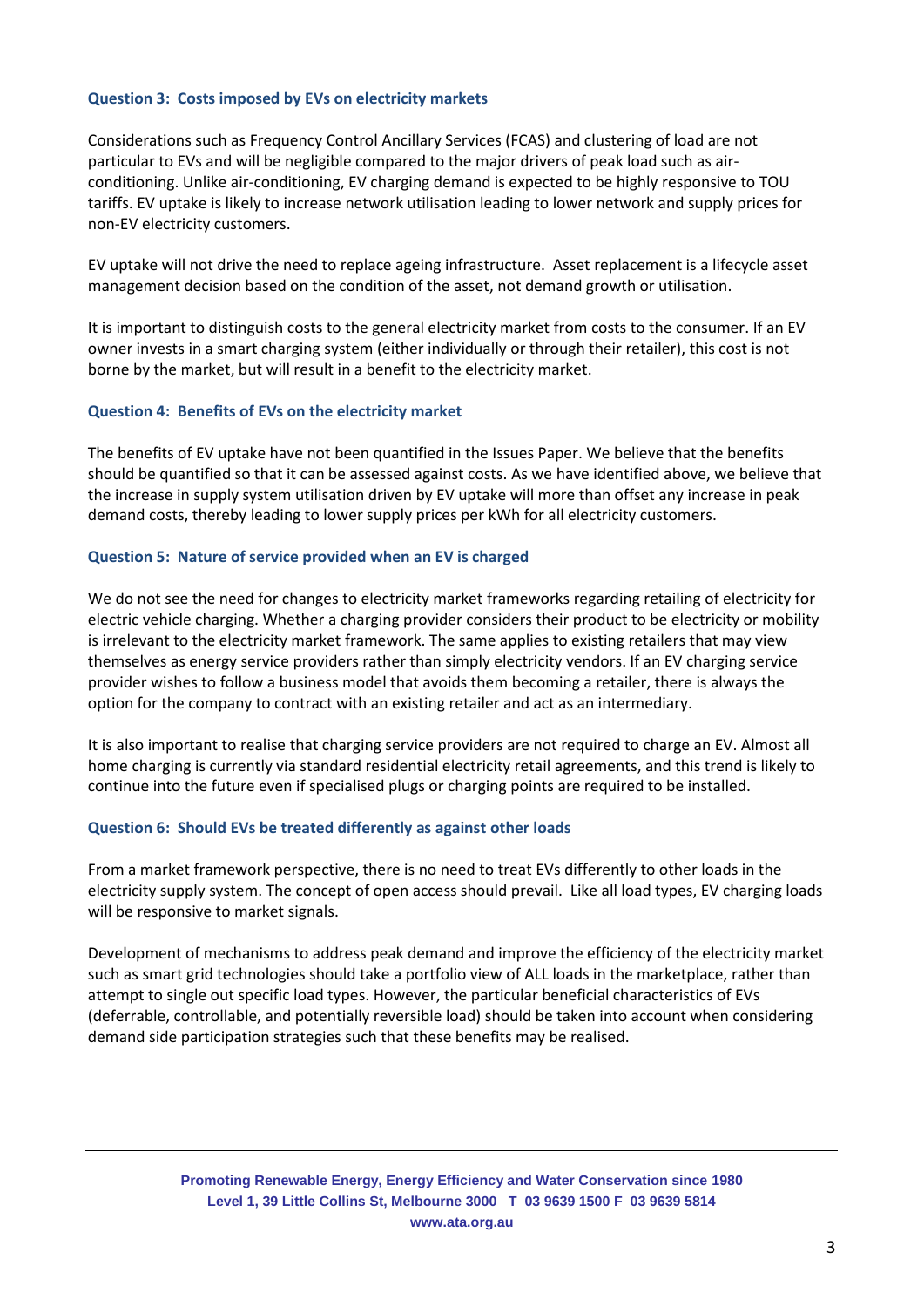### Question 3: Costs imposed by EVs on electricity markets

Considerations such as Frequency Control Ancillary Services (FCAS) and clustering of load are not particular to EVs and will be negligible compared to the major drivers of peak load such as air-conditioning. Unlike air-conditioning, EV charging demand is expected to be highly responsive to TOU tariffs. EV uptake is likely to increase network utilisation leading to lower network and supply prices for non-EV electricity customers.

EV uptake will not drive the need to replace ageing infrastructure. Asset replacement is a lifecycle asset management decision based on the condition of the asset, not demand growth or utilisation.

It is important to distinguish costs to the general electricity market from costs to the consumer. If an EV owner invests in a smart charging system (either individually or through their retailer), this cost is not borne by the market, but will result in a benefit to the electricity market.

### Question 4: Benefits of EVs on the electricity market

The benefits of EV uptake have not been quantified in the Issues Paper. We believe that the benefits should be quantified so that it can be assessed against costs. As we have identified above, we believe that the increase in supply system utilisation driven by EV uptake will more than offset any increase in peak demand costs, thereby leading to lower supply prices per kWh for all electricity customers.

### Question 5: Nature of service provided when an EV is charged

We do not see the need for changes to electricity market frameworks regarding retailing of electricity for electric vehicle charging. Whether a charging provider considers their product to be electricity or mobility is irrelevant to the electricity market framework. The same applies to existing retailers that may view themselves as energy service providers rather than simply electricity vendors. If an EV charging service provider wishes to follow a business model that avoids them becoming a retailer, there is always the option for the company to contract with an existing retailer and act as an intermediary.

It is also important to realise that charging service providers are not required to charge an EV. Almost all home charging is currently via standard residential electricity retail agreements, and this trend is likely to continue into the future even if specialised plugs or charging points are required to be installed.

### Question 6: Should EVs be treated differently as against other loads

From a market framework perspective, there is no need to treat EVs differently to other loads in the electricity supply system. The concept of open access should prevail. Like all load types, EV charging loads will be responsive to market signals.

Development of mechanisms to address peak demand and improve the efficiency of the electricity market such as smart grid technologies should take a portfolio view of ALL loads in the marketplace, rather than attempt to single out specific load types. However, the particular beneficial characteristics of EVs (deferrable, controllable, and potentially reversible load) should be taken into account when considering demand side participation strategies such that these benefits may be realised.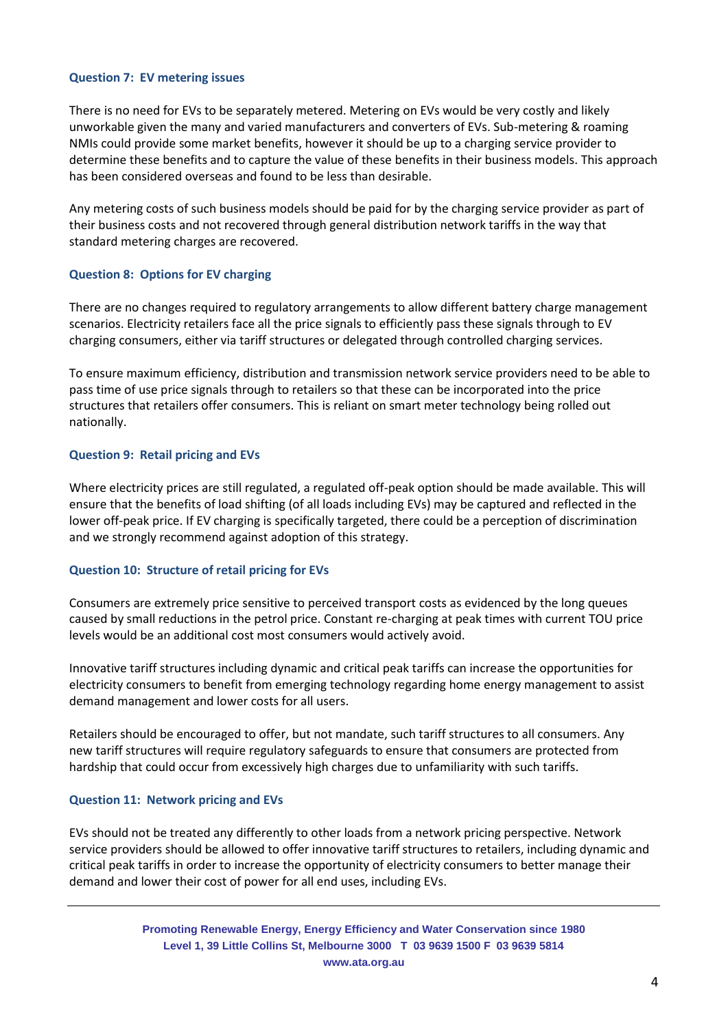### Question 7: EV metering issues

There is no need for EVs to be separately metered. Metering on EVs would be very costly and likely unworkable given the many and varied manufacturers and converters of EVs. Sub-metering & roaming NMIs could provide some market benefits, however it should be up to a charging service provider to determine these benefits and to capture the value of these benefits in their business models. This approach has been considered overseas and found to be less than desirable.

Any metering costs of such business models should be paid for by the charging service provider as part of their business costs and not recovered through general distribution network tariffs in the way that standard metering charges are recovered.

### Question 8: Options for EV charging

There are no changes required to regulatory arrangements to allow different battery charge management scenarios. Electricity retailers face all the price signals to efficiently pass these signals through to EV charging consumers, either via tariff structures or delegated through controlled charging services.

To ensure maximum efficiency, distribution and transmission network service providers need to be able to pass time of use price signals through to retailers so that these can be incorporated into the price structures that retailers offer consumers. This is reliant on smart meter technology being rolled out nationally.

### Question 9: Retail pricing and EVs

Where electricity prices are still regulated, a regulated off-peak option should be made available. This will ensure that the benefits of load shifting (of all loads including EVs) may be captured and reflected in the lower off-peak price. If EV charging is specifically targeted, there could be a perception of discrimination and we strongly recommend against adoption of this strategy.

### Question 10: Structure of retail pricing for EVs

Consumers are extremely price sensitive to perceived transport costs as evidenced by the long queues caused by small reductions in the petrol price. Constant re-charging at peak times with current TOU price levels would be an additional cost most consumers would actively avoid.

Innovative tariff structures including dynamic and critical peak tariffs can increase the opportunities for electricity consumers to benefit from emerging technology regarding home energy management to assist demand management and lower costs for all users.

Retailers should be encouraged to offer, but not mandate, such tariff structures to all consumers. Any new tariff structures will require regulatory safeguards to ensure that consumers are protected from hardship that could occur from excessively high charges due to unfamiliarity with such tariffs.

### Question 11: Network pricing and EVs

EVs should not be treated any differently to other loads from a network pricing perspective. Network service providers should be allowed to offer innovative tariff structures to retailers, including dynamic and critical peak tariffs in order to increase the opportunity of electricity consumers to better manage their demand and lower their cost of power for all end uses, including EVs.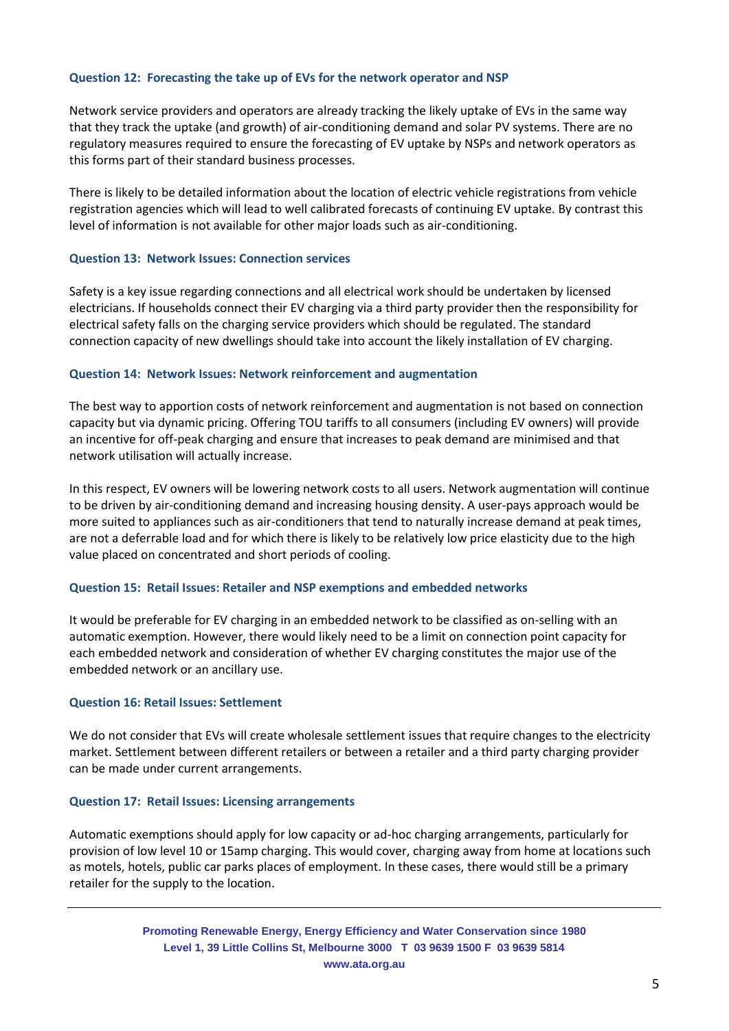### Question 12: Forecasting the take up of EVs for the network operator and NSP

Network service providers and operators are already tracking the likely uptake of EVs in the same way that they track the uptake (and growth) of air-conditioning demand and solar PV systems. There are no regulatory measures required to ensure the forecasting of EV uptake by NSPs and network operators as this forms part of their standard business processes.

There is likely to be detailed information about the location of electric vehicle registrations from vehicle registration agencies which will lead to well calibrated forecasts of continuing EV uptake. By contrast this level of information is not available for other major loads such as air-conditioning.

### Question 13: Network Issues: Connection services

Safety is a key issue regarding connections and all electrical work should be undertaken by licensed electricians. If households connect their EV charging via a third party provider then the responsibility for electrical safety falls on the charging service providers which should be regulated. The standard connection capacity of new dwellings should take into account the likely installation of EV charging.

### Question 14: Network Issues: Network reinforcement and augmentation

The best way to apportion costs of network reinforcement and augmentation is not based on connection capacity but via dynamic pricing. Offering TOU tariffs to all consumers (including EV owners) will provide an incentive for off-peak charging and ensure that increases to peak demand are minimised and that network utilisation will actually increase.

In this respect, EV owners will be lowering network costs to all users. Network augmentation will continue to be driven by air-conditioning demand and increasing housing density. A user-pays approach would be more suited to appliances such as air-conditioners that tend to naturally increase demand at peak times, are not a deferrable load and for which there is likely to be relatively low price elasticity due to the high value placed on concentrated and short periods of cooling.

### Question 15: Retail Issues: Retailer and NSP exemptions and embedded networks

It would be preferable for EV charging in an embedded network to be classified as on-selling with an automatic exemption. However, there would likely need to be a limit on connection point capacity for each embedded network and consideration of whether EV charging constitutes the major use of the embedded network or an ancillary use.

### Question 16: Retail Issues: Settlement

We do not consider that EVs will create wholesale settlement issues that require changes to the electricity market. Settlement between different retailers or between a retailer and a third party charging provider can be made under current arrangements.

### Question 17: Retail Issues: Licensing arrangements

Automatic exemptions should apply for low capacity or ad-hoc charging arrangements, particularly for provision of low level 10 or 15amp charging. This would cover, charging away from home at locations such as motels, hotels, public car parks places of employment. In these cases, there would still be a primary retailer for the supply to the location.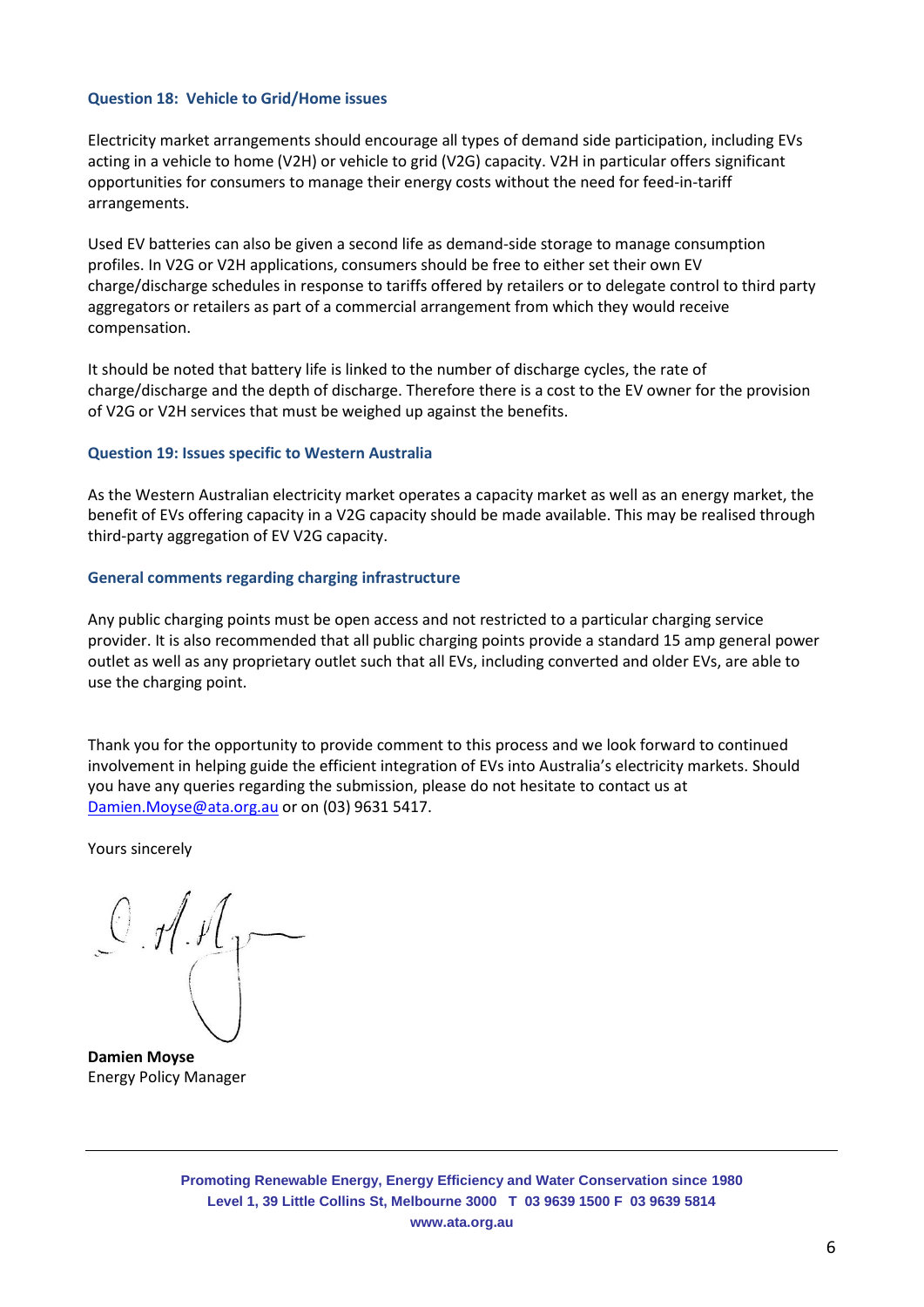### Question 18: Vehicle to Grid/Home issues

Electricity market arrangements should encourage all types of demand side participation, including EVs acting in a vehicle to home (V2H) or vehicle to grid (V2G) capacity. V2H in particular offers significant opportunities for consumers to manage their energy costs without the need for feed-in-tariff arrangements.

Used EV batteries can also be given a second life as demand-side storage to manage consumption profiles. In V2G or V2H applications, consumers should be free to either set their own EV charge/discharge schedules in response to tariffs offered by retailers or to delegate control to third party aggregators or retailers as part of a commercial arrangement from which they would receive compensation.

It should be noted that battery life is linked to the number of discharge cycles, the rate of charge/discharge and the depth of discharge. Therefore there is a cost to the EV owner for the provision of V2G or V2H services that must be weighed up against the benefits.

### Question 19: Issues specific to Western Australia

As the Western Australian electricity market operates a capacity market as well as an energy market, the benefit of EVs offering capacity in a V2G capacity should be made available. This may be realised through third-party aggregation of EV V2G capacity.

### General comments regarding charging infrastructure

Any public charging points must be open access and not restricted to a particular charging service provider. It is also recommended that all public charging points provide a standard 15 amp general power outlet as well as any proprietary outlet such that all EVs, including converted and older EVs, are able to use the charging point.

Thank you for the opportunity to provide comment to this process and we look forward to continued involvement in helping guide the efficient integration of EVs into Australia's electricity markets. Should you have any queries regarding the submission, please do not hesitate to contact us at Damien.Moyse@ata.org.au or on (03) 9631 5417.

Yours sincerely

**Damien Moyse**
Energy Policy Manager

Promoting Renewable Energy, Energy Efficiency and Water Conservation since 1980
Level 1, 39 Little Collins St, Melbourne 3000 T 03 9639 1500 F 03 9639 5814
www.ata.org.au